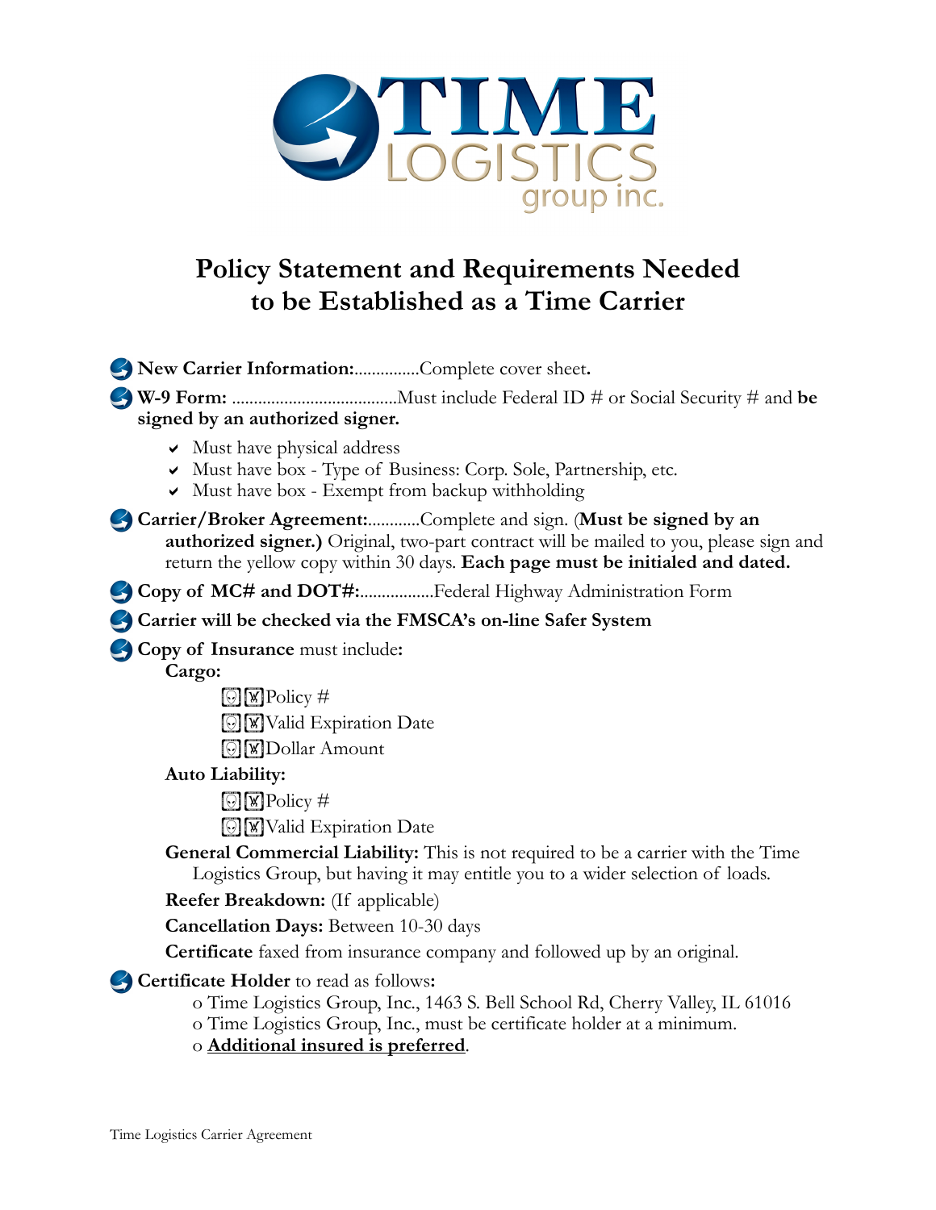# Policy Statement and Requirements Needed to be Established as a Time Carrier

- **New Carrier Information:**...............Complete cover sheet**.**
- **W-9 Form:** .....................................Must include Federal ID # or Social Security # and **be signed by an authorized signer.**
  - Must have physical address
  - Must have box - Type of Business: Corp. Sole, Partnership, etc.
  - Must have box - Exempt from backup withholding
- **Carrier/Broker Agreement:**............Complete and sign. (**Must be signed by an authorized signer.)** Original, two-part contract will be mailed to you, please sign and return the yellow copy within 30 days. **Each page must be initialed and dated.**
- **Copy of MC# and DOT#:**.................Federal Highway Administration Form
- **Carrier will be checked via the FMSCA's on-line Safer System**
- **Copy of Insurance** must include**:**

  **Cargo:**
  - Policy #
  - Valid Expiration Date
  - Dollar Amount

  **Auto Liability:**
  - Policy #
  - Valid Expiration Date

  **General Commercial Liability:** This is not required to be a carrier with the Time Logistics Group, but having it may entitle you to a wider selection of loads.

  **Reefer Breakdown:** (If applicable)

  **Cancellation Days:** Between 10-30 days

  **Certificate** faxed from insurance company and followed up by an original.
- **Certificate Holder** to read as follows**:**
  - Time Logistics Group, Inc., 1463 S. Bell School Rd, Cherry Valley, IL 61016
  - Time Logistics Group, Inc., must be certificate holder at a minimum.
  - **Additional insured is preferred**.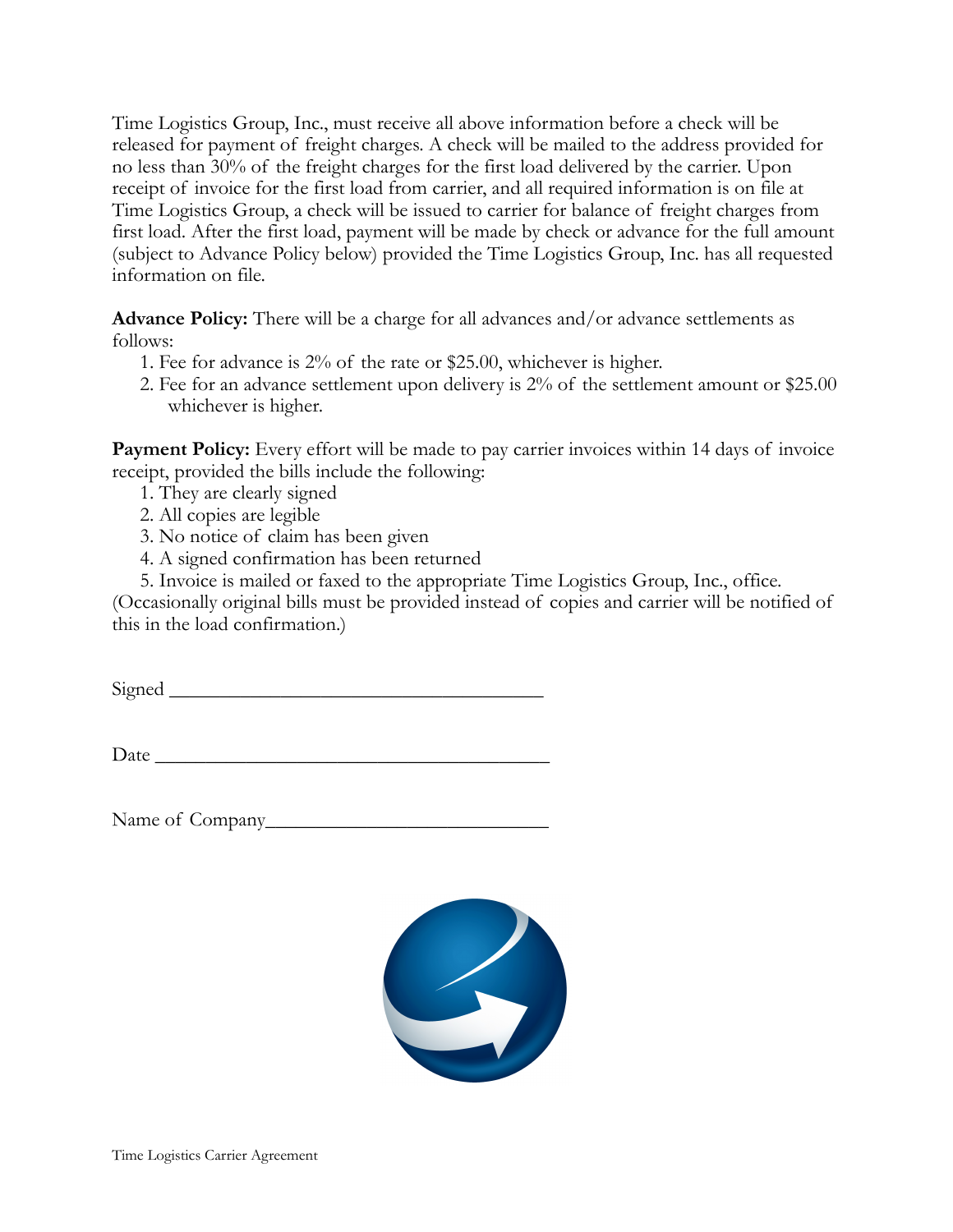Time Logistics Group, Inc., must receive all above information before a check will be released for payment of freight charges. A check will be mailed to the address provided for no less than 30% of the freight charges for the first load delivered by the carrier. Upon receipt of invoice for the first load from carrier, and all required information is on file at Time Logistics Group, a check will be issued to carrier for balance of freight charges from first load. After the first load, payment will be made by check or advance for the full amount (subject to Advance Policy below) provided the Time Logistics Group, Inc. has all requested information on file.

**Advance Policy:** There will be a charge for all advances and/or advance settlements as follows:

1. Fee for advance is 2% of the rate or $25.00, whichever is higher.
2. Fee for an advance settlement upon delivery is 2% of the settlement amount or $25.00 whichever is higher.

**Payment Policy:** Every effort will be made to pay carrier invoices within 14 days of invoice receipt, provided the bills include the following:

1. They are clearly signed
2. All copies are legible
3. No notice of claim has been given
4. A signed confirmation has been returned
5. Invoice is mailed or faxed to the appropriate Time Logistics Group, Inc., office.

(Occasionally original bills must be provided instead of copies and carrier will be notified of this in the load confirmation.)

Signed ___________________________________

Date ____________________________________

Name of Company__________________________